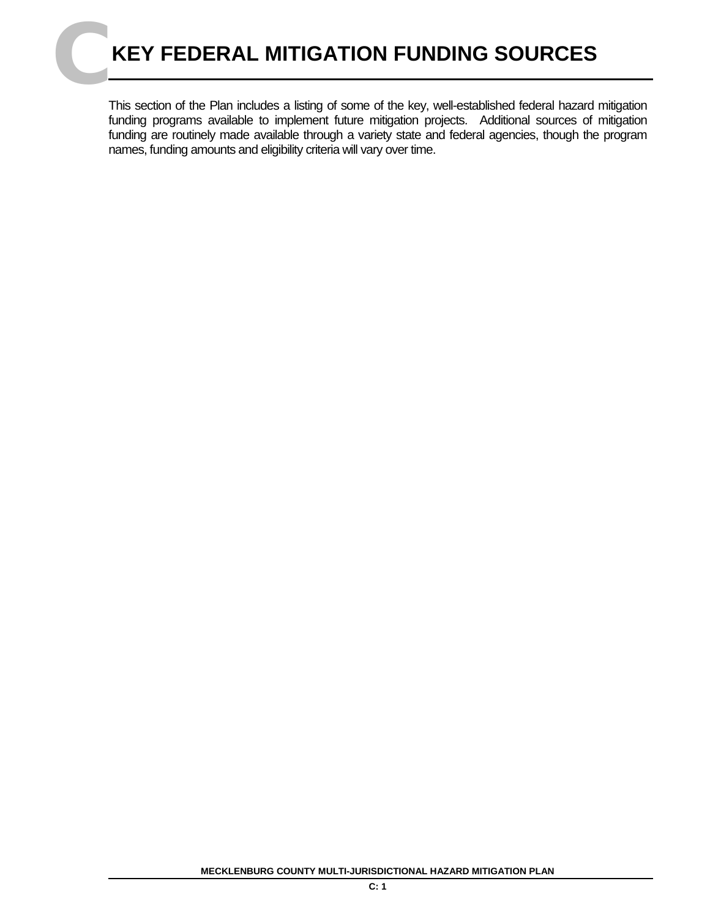# C KEY FEDERAL MITIGATION FUNDING SOURCES

This section of the Plan includes a listing of some of the key, well-established federal hazard mitigation funding programs available to implement future mitigation projects. Additional sources of mitigation funding are routinely made available through a variety state and federal agencies, though the program names, funding amounts and eligibility criteria will vary over time.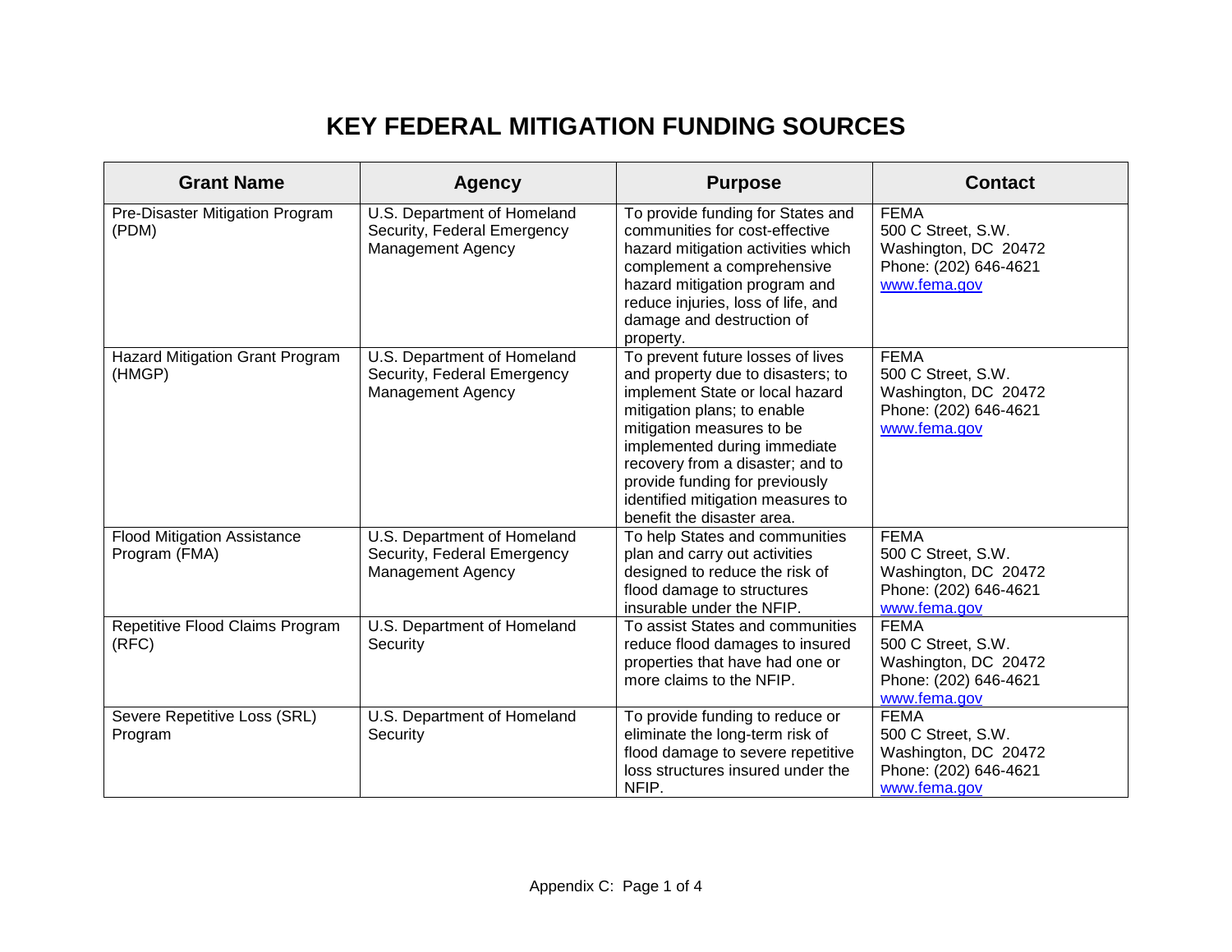# KEY FEDERAL MITIGATION FUNDING SOURCES

| Grant Name | Agency | Purpose | Contact |
|---|---|---|---|
| Pre-Disaster Mitigation Program (PDM) | U.S. Department of Homeland Security, Federal Emergency Management Agency | To provide funding for States and communities for cost-effective hazard mitigation activities which complement a comprehensive hazard mitigation program and reduce injuries, loss of life, and damage and destruction of property. | FEMA<br>500 C Street, S.W.<br>Washington, DC 20472<br>Phone: (202) 646-4621<br>www.fema.gov |
| Hazard Mitigation Grant Program (HMGP) | U.S. Department of Homeland Security, Federal Emergency Management Agency | To prevent future losses of lives and property due to disasters; to implement State or local hazard mitigation plans; to enable mitigation measures to be implemented during immediate recovery from a disaster; and to provide funding for previously identified mitigation measures to benefit the disaster area. | FEMA<br>500 C Street, S.W.<br>Washington, DC 20472<br>Phone: (202) 646-4621<br>www.fema.gov |
| Flood Mitigation Assistance Program (FMA) | U.S. Department of Homeland Security, Federal Emergency Management Agency | To help States and communities plan and carry out activities designed to reduce the risk of flood damage to structures insurable under the NFIP. | FEMA<br>500 C Street, S.W.<br>Washington, DC 20472<br>Phone: (202) 646-4621<br>www.fema.gov |
| Repetitive Flood Claims Program (RFC) | U.S. Department of Homeland Security | To assist States and communities reduce flood damages to insured properties that have had one or more claims to the NFIP. | FEMA<br>500 C Street, S.W.<br>Washington, DC 20472<br>Phone: (202) 646-4621<br>www.fema.gov |
| Severe Repetitive Loss (SRL) Program | U.S. Department of Homeland Security | To provide funding to reduce or eliminate the long-term risk of flood damage to severe repetitive loss structures insured under the NFIP. | FEMA<br>500 C Street, S.W.<br>Washington, DC 20472<br>Phone: (202) 646-4621<br>www.fema.gov |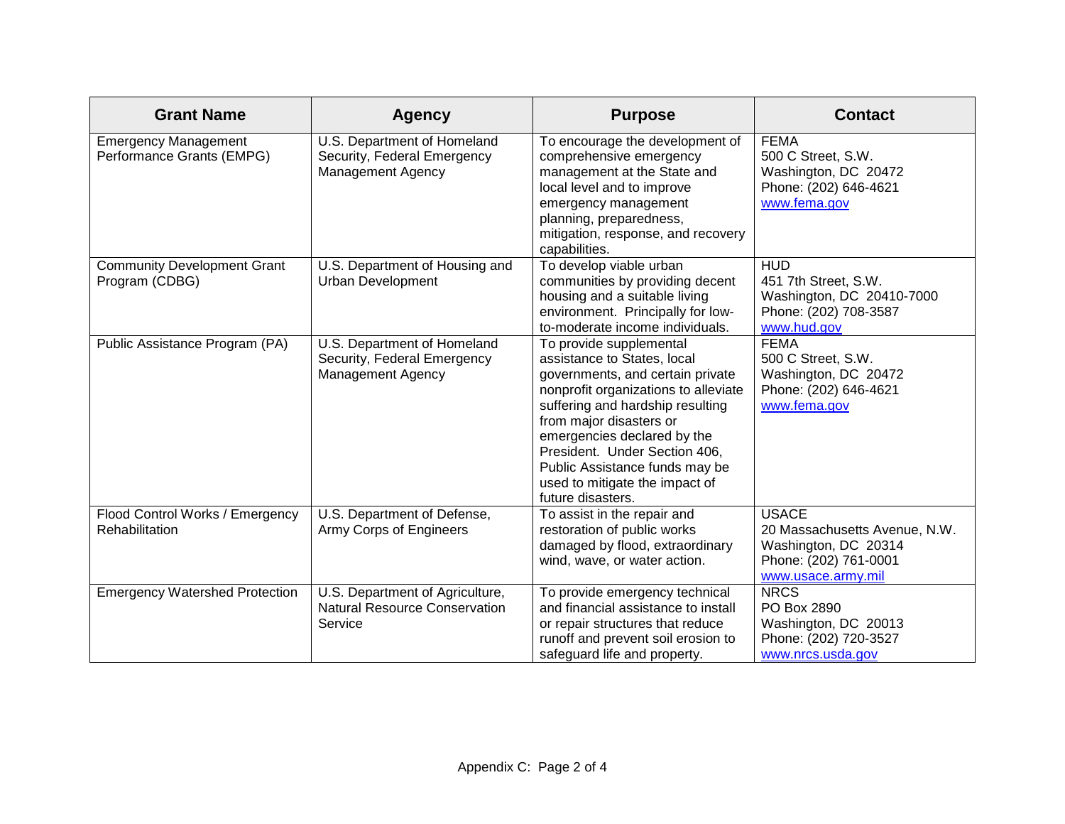| Grant Name | Agency | Purpose | Contact |
| --- | --- | --- | --- |
| Emergency Management Performance Grants (EMPG) | U.S. Department of Homeland Security, Federal Emergency Management Agency | To encourage the development of comprehensive emergency management at the State and local level and to improve emergency management planning, preparedness, mitigation, response, and recovery capabilities. | FEMA<br>500 C Street, S.W.<br>Washington, DC 20472<br>Phone: (202) 646-4621<br>www.fema.gov |
| Community Development Grant Program (CDBG) | U.S. Department of Housing and Urban Development | To develop viable urban communities by providing decent housing and a suitable living environment. Principally for low-to-moderate income individuals. | HUD<br>451 7th Street, S.W.<br>Washington, DC 20410-7000<br>Phone: (202) 708-3587<br>www.hud.gov |
| Public Assistance Program (PA) | U.S. Department of Homeland Security, Federal Emergency Management Agency | To provide supplemental assistance to States, local governments, and certain private nonprofit organizations to alleviate suffering and hardship resulting from major disasters or emergencies declared by the President. Under Section 406, Public Assistance funds may be used to mitigate the impact of future disasters. | FEMA<br>500 C Street, S.W.<br>Washington, DC 20472<br>Phone: (202) 646-4621<br>www.fema.gov |
| Flood Control Works / Emergency Rehabilitation | U.S. Department of Defense, Army Corps of Engineers | To assist in the repair and restoration of public works damaged by flood, extraordinary wind, wave, or water action. | USACE<br>20 Massachusetts Avenue, N.W.<br>Washington, DC 20314<br>Phone: (202) 761-0001<br>www.usace.army.mil |
| Emergency Watershed Protection | U.S. Department of Agriculture, Natural Resource Conservation Service | To provide emergency technical and financial assistance to install or repair structures that reduce runoff and prevent soil erosion to safeguard life and property. | NRCS<br>PO Box 2890<br>Washington, DC 20013<br>Phone: (202) 720-3527<br>www.nrcs.usda.gov |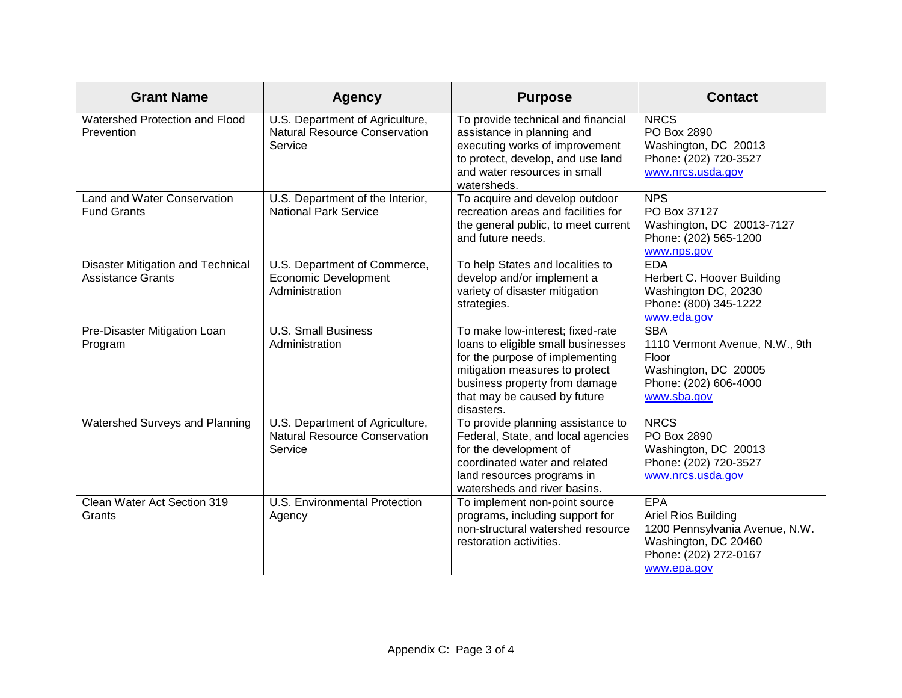| Grant Name | Agency | Purpose | Contact |
|---|---|---|---|
| Watershed Protection and Flood Prevention | U.S. Department of Agriculture, Natural Resource Conservation Service | To provide technical and financial assistance in planning and executing works of improvement to protect, develop, and use land and water resources in small watersheds. | NRCS<br>PO Box 2890<br>Washington, DC 20013<br>Phone: (202) 720-3527<br>www.nrcs.usda.gov |
| Land and Water Conservation Fund Grants | U.S. Department of the Interior, National Park Service | To acquire and develop outdoor recreation areas and facilities for the general public, to meet current and future needs. | NPS<br>PO Box 37127<br>Washington, DC 20013-7127<br>Phone: (202) 565-1200<br>www.nps.gov |
| Disaster Mitigation and Technical Assistance Grants | U.S. Department of Commerce, Economic Development Administration | To help States and localities to develop and/or implement a variety of disaster mitigation strategies. | EDA<br>Herbert C. Hoover Building<br>Washington DC, 20230<br>Phone: (800) 345-1222<br>www.eda.gov |
| Pre-Disaster Mitigation Loan Program | U.S. Small Business Administration | To make low-interest; fixed-rate loans to eligible small businesses for the purpose of implementing mitigation measures to protect business property from damage that may be caused by future disasters. | SBA<br>1110 Vermont Avenue, N.W., 9th Floor<br>Washington, DC 20005<br>Phone: (202) 606-4000<br>www.sba.gov |
| Watershed Surveys and Planning | U.S. Department of Agriculture, Natural Resource Conservation Service | To provide planning assistance to Federal, State, and local agencies for the development of coordinated water and related land resources programs in watersheds and river basins. | NRCS<br>PO Box 2890<br>Washington, DC 20013<br>Phone: (202) 720-3527<br>www.nrcs.usda.gov |
| Clean Water Act Section 319 Grants | U.S. Environmental Protection Agency | To implement non-point source programs, including support for non-structural watershed resource restoration activities. | EPA<br>Ariel Rios Building<br>1200 Pennsylvania Avenue, N.W.<br>Washington, DC 20460<br>Phone: (202) 272-0167<br>www.epa.gov |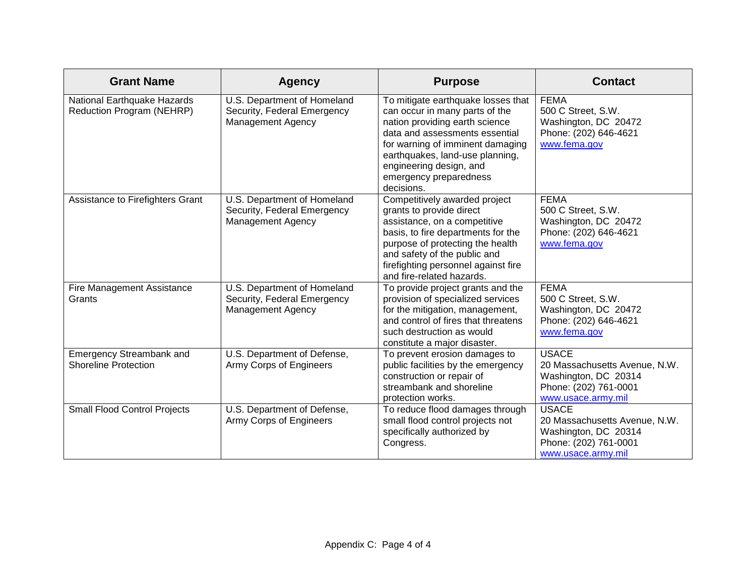| Grant Name | Agency | Purpose | Contact |
| --- | --- | --- | --- |
| National Earthquake Hazards Reduction Program (NEHRP) | U.S. Department of Homeland Security, Federal Emergency Management Agency | To mitigate earthquake losses that can occur in many parts of the nation providing earth science data and assessments essential for warning of imminent damaging earthquakes, land-use planning, engineering design, and emergency preparedness decisions. | FEMA<br>500 C Street, S.W.<br>Washington, DC 20472<br>Phone: (202) 646-4621<br>www.fema.gov |
| Assistance to Firefighters Grant | U.S. Department of Homeland Security, Federal Emergency Management Agency | Competitively awarded project grants to provide direct assistance, on a competitive basis, to fire departments for the purpose of protecting the health and safety of the public and firefighting personnel against fire and fire-related hazards. | FEMA<br>500 C Street, S.W.<br>Washington, DC 20472<br>Phone: (202) 646-4621<br>www.fema.gov |
| Fire Management Assistance Grants | U.S. Department of Homeland Security, Federal Emergency Management Agency | To provide project grants and the provision of specialized services for the mitigation, management, and control of fires that threatens such destruction as would constitute a major disaster. | FEMA<br>500 C Street, S.W.<br>Washington, DC 20472<br>Phone: (202) 646-4621<br>www.fema.gov |
| Emergency Streambank and Shoreline Protection | U.S. Department of Defense, Army Corps of Engineers | To prevent erosion damages to public facilities by the emergency construction or repair of streambank and shoreline protection works. | USACE<br>20 Massachusetts Avenue, N.W.<br>Washington, DC 20314<br>Phone: (202) 761-0001<br>www.usace.army.mil |
| Small Flood Control Projects | U.S. Department of Defense, Army Corps of Engineers | To reduce flood damages through small flood control projects not specifically authorized by Congress. | USACE<br>20 Massachusetts Avenue, N.W.<br>Washington, DC 20314<br>Phone: (202) 761-0001<br>www.usace.army.mil |